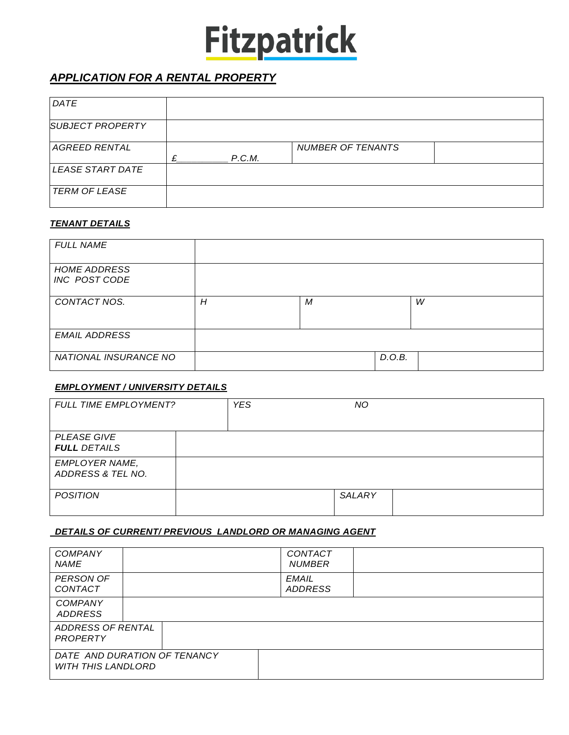# Fitzpatrick

## *APPLICATION FOR A RENTAL PROPERTY*

| | | | |
|---|---|---|---|
| *DATE* | | | |
| *SUBJECT PROPERTY* | | | |
| *AGREED RENTAL* | *£_________ P.C.M.* | *NUMBER OF TENANTS* | |
| *LEASE START DATE* | | | |
| *TERM OF LEASE* | | | |

### *TENANT DETAILS*

| | | | |
|---|---|---|---|
| *FULL NAME* | | | |
| *HOME ADDRESS INC POST CODE* | | | |
| *CONTACT NOS.* | *H* | *M* | *W* |
| *EMAIL ADDRESS* | | | |
| *NATIONAL INSURANCE NO* | | *D.O.B.* | |

### *EMPLOYMENT / UNIVERSITY DETAILS*

| | | | |
|---|---|---|---|
| *FULL TIME EMPLOYMENT?* | *YES* | *NO* | |
| *PLEASE GIVE **FULL** DETAILS* | | | |
| *EMPLOYER NAME, ADDRESS & TEL NO.* | | | |
| *POSITION* | | *SALARY* | |

### *DETAILS OF CURRENT/ PREVIOUS LANDLORD OR MANAGING AGENT*

| | | | |
|---|---|---|---|
| *COMPANY NAME* | | *CONTACT NUMBER* | |
| *PERSON OF CONTACT* | | *EMAIL ADDRESS* | |
| *COMPANY ADDRESS* | | | |
| *ADDRESS OF RENTAL PROPERTY* | | | |
| *DATE AND DURATION OF TENANCY WITH THIS LANDLORD* | | | |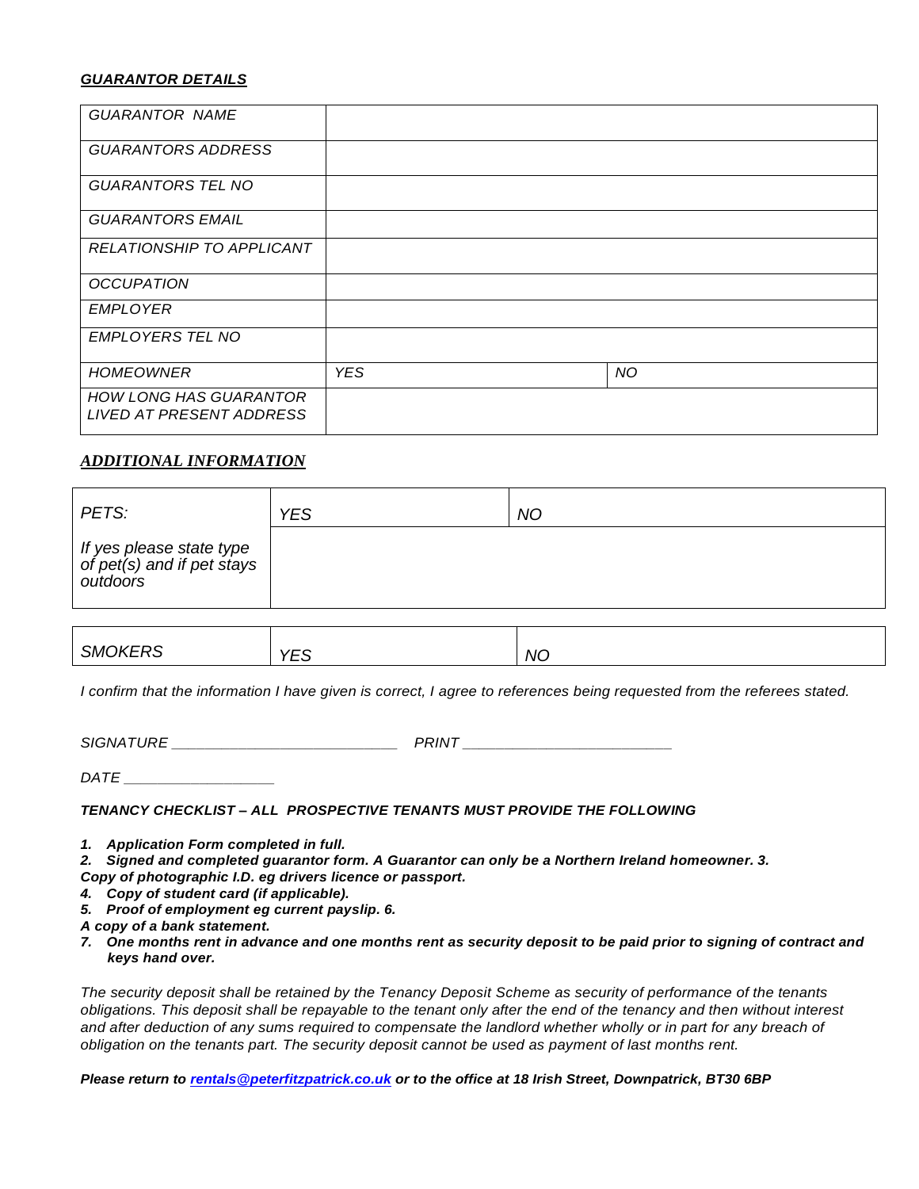***GUARANTOR DETAILS***

| | | |
|---|---|---|
| *GUARANTOR NAME* | | |
| *GUARANTORS ADDRESS* | | |
| *GUARANTORS TEL NO* | | |
| *GUARANTORS EMAIL* | | |
| *RELATIONSHIP TO APPLICANT* | | |
| *OCCUPATION* | | |
| *EMPLOYER* | | |
| *EMPLOYERS TEL NO* | | |
| *HOMEOWNER* | *YES* | *NO* |
| *HOW LONG HAS GUARANTOR LIVED AT PRESENT ADDRESS* | | |

***ADDITIONAL INFORMATION***

| | | |
|---|---|---|
| *PETS:* | *YES* | *NO* |
| *If yes please state type of pet(s) and if pet stays outdoors* | | |

| | | |
|---|---|---|
| *SMOKERS* | *YES* | *NO* |

*I confirm that the information I have given is correct, I agree to references being requested from the referees stated.*

*SIGNATURE* ___________________________ *PRINT* _________________________

*DATE* __________________

***TENANCY CHECKLIST – ALL PROSPECTIVE TENANTS MUST PROVIDE THE FOLLOWING***

1. ***Application Form completed in full.***
2. ***Signed and completed guarantor form. A Guarantor can only be a Northern Ireland homeowner.***
3. ***Copy of photographic I.D. eg drivers licence or passport.***
4. ***Copy of student card (if applicable).***
5. ***Proof of employment eg current payslip.***
6. ***A copy of a bank statement.***
7. ***One months rent in advance and one months rent as security deposit to be paid prior to signing of contract and keys hand over.***

*The security deposit shall be retained by the Tenancy Deposit Scheme as security of performance of the tenants obligations. This deposit shall be repayable to the tenant only after the end of the tenancy and then without interest and after deduction of any sums required to compensate the landlord whether wholly or in part for any breach of obligation on the tenants part. The security deposit cannot be used as payment of last months rent.*

***Please return to rentals@peterfitzpatrick.co.uk or to the office at 18 Irish Street, Downpatrick, BT30 6BP***